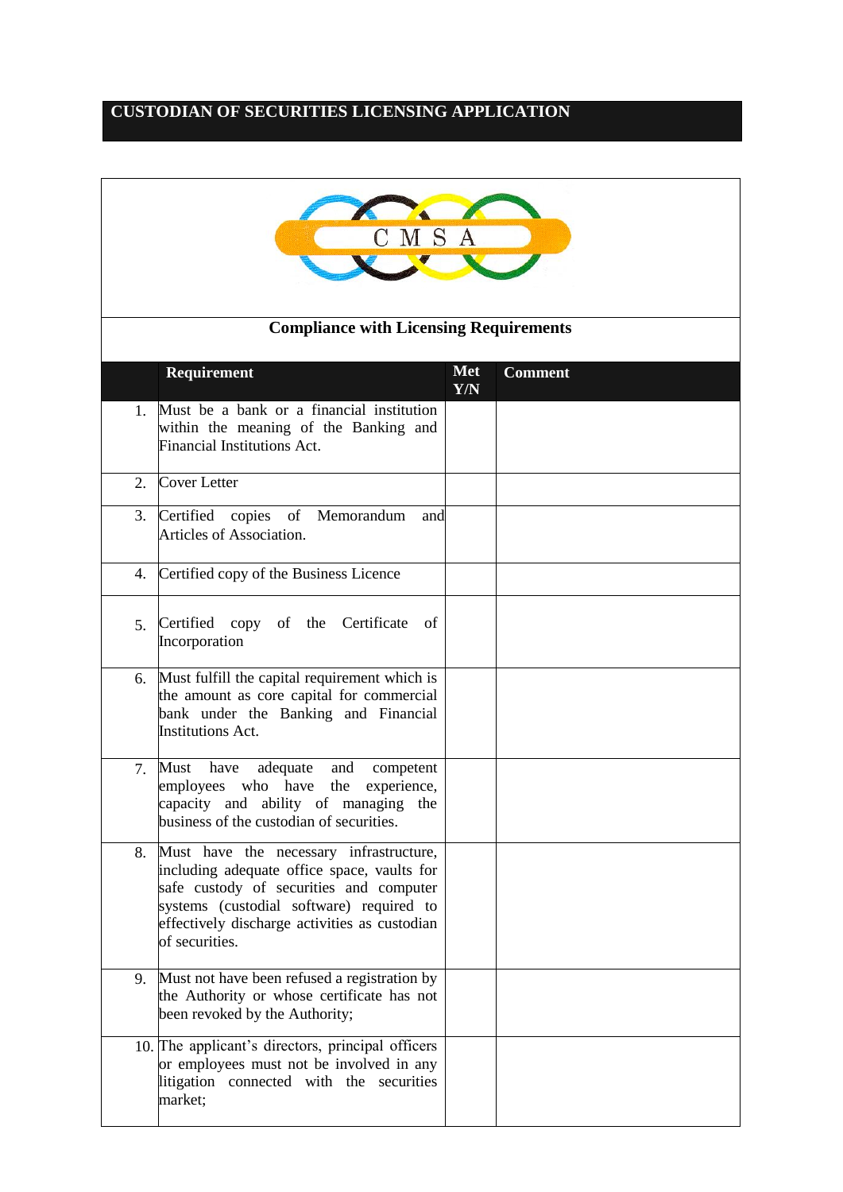# CUSTODIAN OF SECURITIES LICENSING APPLICATION

C M S A

## Compliance with Licensing Requirements

| | Requirement | Met Y/N | Comment |
|---|---|---|---|
| 1. | Must be a bank or a financial institution within the meaning of the Banking and Financial Institutions Act. | | |
| 2. | Cover Letter | | |
| 3. | Certified copies of Memorandum and Articles of Association. | | |
| 4. | Certified copy of the Business Licence | | |
| 5. | Certified copy of the Certificate of Incorporation | | |
| 6. | Must fulfill the capital requirement which is the amount as core capital for commercial bank under the Banking and Financial Institutions Act. | | |
| 7. | Must have adequate and competent employees who have the experience, capacity and ability of managing the business of the custodian of securities. | | |
| 8. | Must have the necessary infrastructure, including adequate office space, vaults for safe custody of securities and computer systems (custodial software) required to effectively discharge activities as custodian of securities. | | |
| 9. | Must not have been refused a registration by the Authority or whose certificate has not been revoked by the Authority; | | |
| 10. | The applicant's directors, principal officers or employees must not be involved in any litigation connected with the securities market; | | |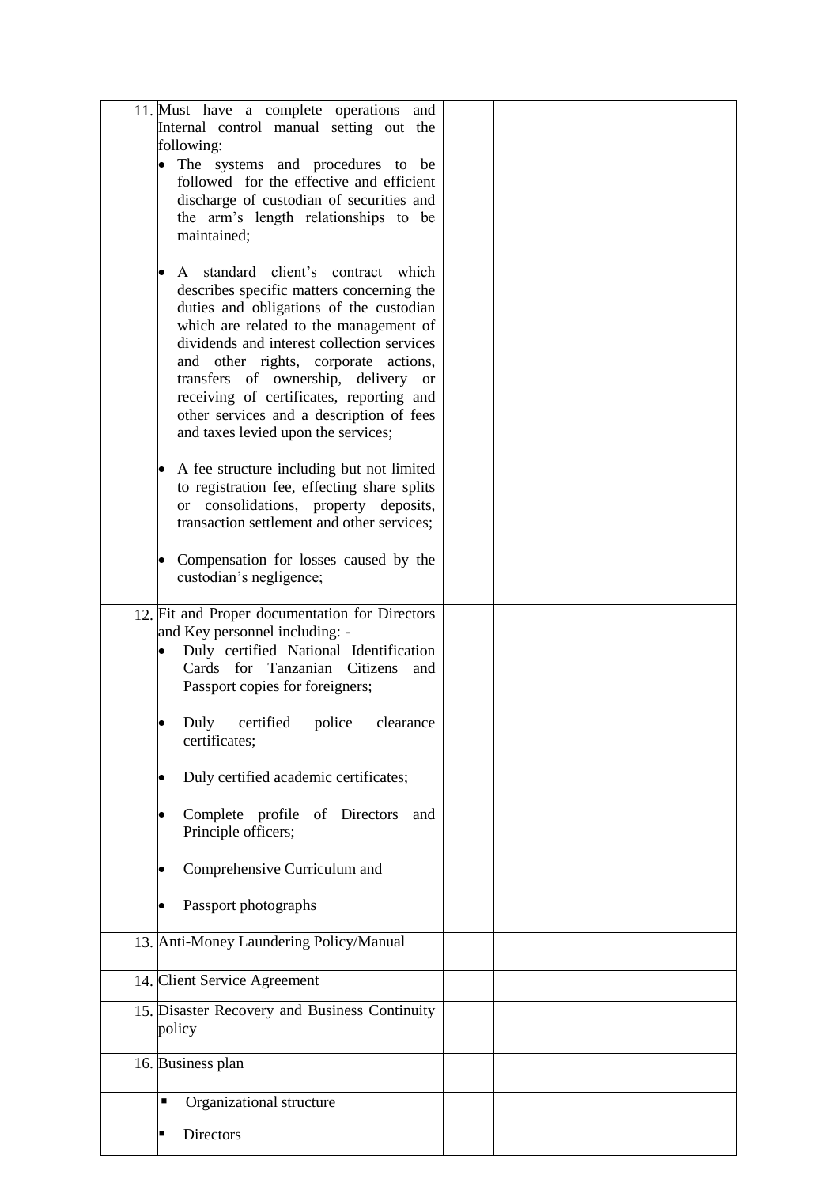| | | | |
|---|---|---|---|
| 11. | Must have a complete operations and Internal control manual setting out the following:<br>• The systems and procedures to be followed for the effective and efficient discharge of custodian of securities and the arm's length relationships to be maintained;<br>• A standard client's contract which describes specific matters concerning the duties and obligations of the custodian which are related to the management of dividends and interest collection services and other rights, corporate actions, transfers of ownership, delivery or receiving of certificates, reporting and other services and a description of fees and taxes levied upon the services;<br>• A fee structure including but not limited to registration fee, effecting share splits or consolidations, property deposits, transaction settlement and other services;<br>• Compensation for losses caused by the custodian's negligence; | | |
| 12. | Fit and Proper documentation for Directors and Key personnel including: -<br>• Duly certified National Identification Cards for Tanzanian Citizens and Passport copies for foreigners;<br>• Duly certified police clearance certificates;<br>• Duly certified academic certificates;<br>• Complete profile of Directors and Principle officers;<br>• Comprehensive Curriculum and<br>• Passport photographs | | |
| 13. | Anti-Money Laundering Policy/Manual | | |
| 14. | Client Service Agreement | | |
| 15. | Disaster Recovery and Business Continuity policy | | |
| 16. | Business plan | | |
| | ▪ Organizational structure | | |
| | ▪ Directors | | |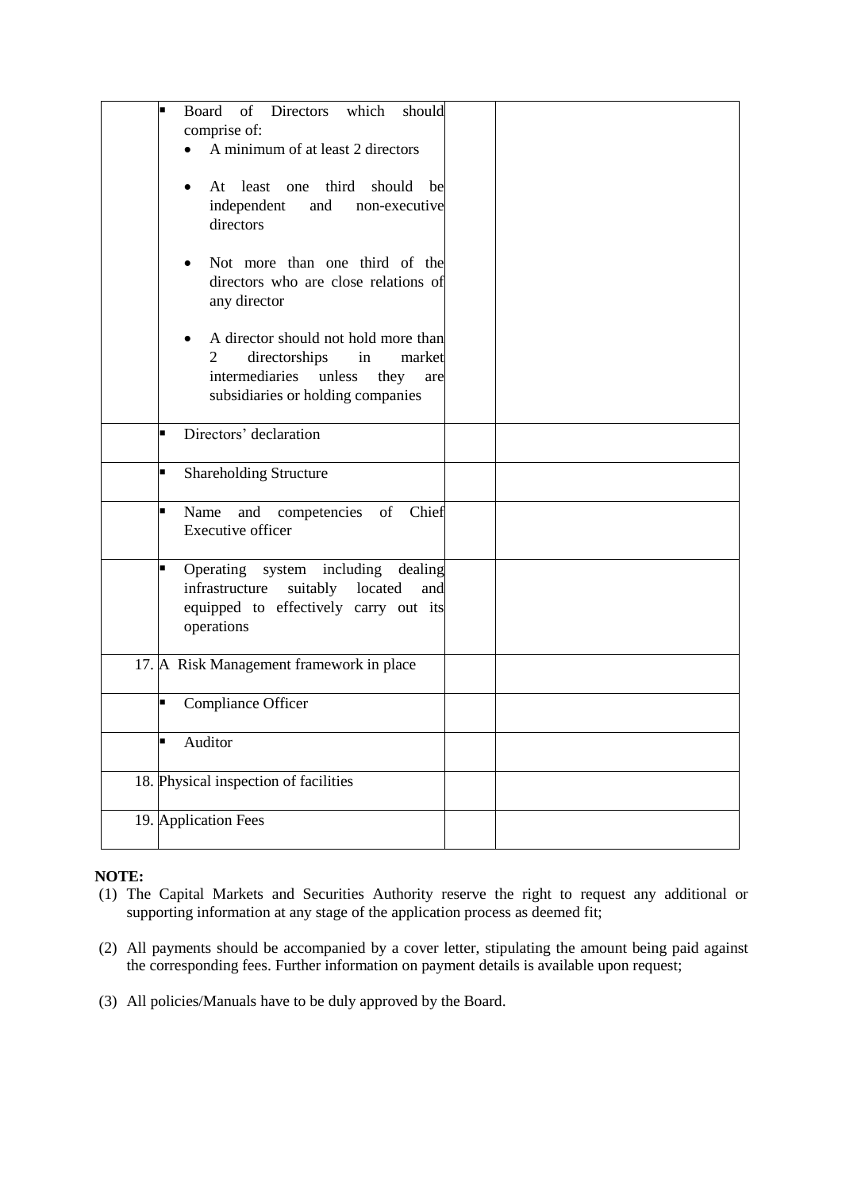| | | | |
|---|---|---|---|
| | ▪ Board of Directors which should comprise of:<br>• A minimum of at least 2 directors<br>• At least one third should be independent and non-executive directors<br>• Not more than one third of the directors who are close relations of any director<br>• A director should not hold more than 2 directorships in market intermediaries unless they are subsidiaries or holding companies | | |
| | ▪ Directors' declaration | | |
| | ▪ Shareholding Structure | | |
| | ▪ Name and competencies of Chief Executive officer | | |
| | ▪ Operating system including dealing infrastructure suitably located and equipped to effectively carry out its operations | | |
| 17. | A Risk Management framework in place | | |
| | ▪ Compliance Officer | | |
| | ▪ Auditor | | |
| 18. | Physical inspection of facilities | | |
| 19. | Application Fees | | |

**NOTE:**

(1) The Capital Markets and Securities Authority reserve the right to request any additional or supporting information at any stage of the application process as deemed fit;

(2) All payments should be accompanied by a cover letter, stipulating the amount being paid against the corresponding fees. Further information on payment details is available upon request;

(3) All policies/Manuals have to be duly approved by the Board.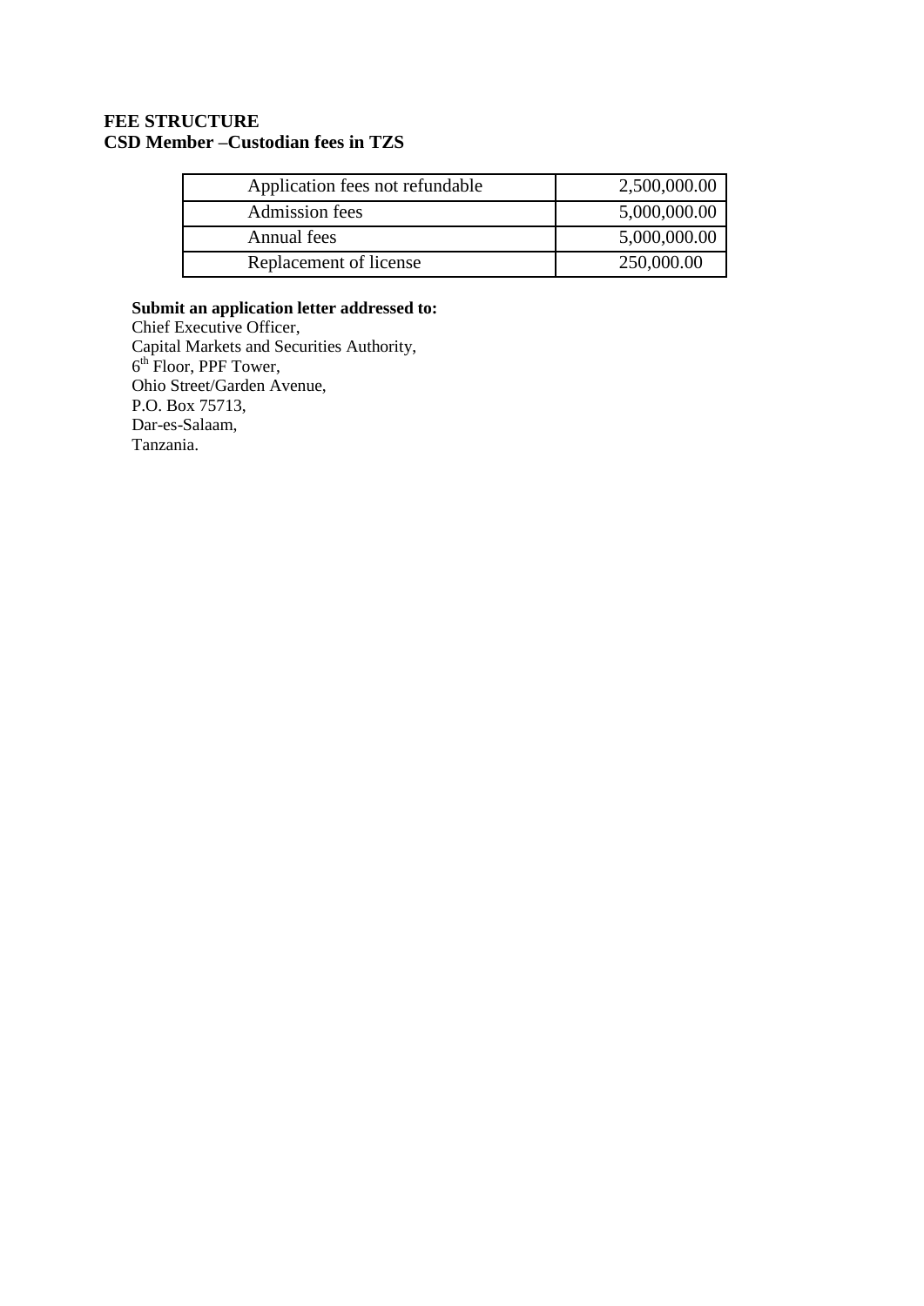**FEE STRUCTURE**
**CSD Member –Custodian fees in TZS**

| | |
|---|---|
| Application fees not refundable | 2,500,000.00 |
| Admission fees | 5,000,000.00 |
| Annual fees | 5,000,000.00 |
| Replacement of license | 250,000.00 |

**Submit an application letter addressed to:**
Chief Executive Officer,
Capital Markets and Securities Authority,
6th Floor, PPF Tower,
Ohio Street/Garden Avenue,
P.O. Box 75713,
Dar-es-Salaam,
Tanzania.